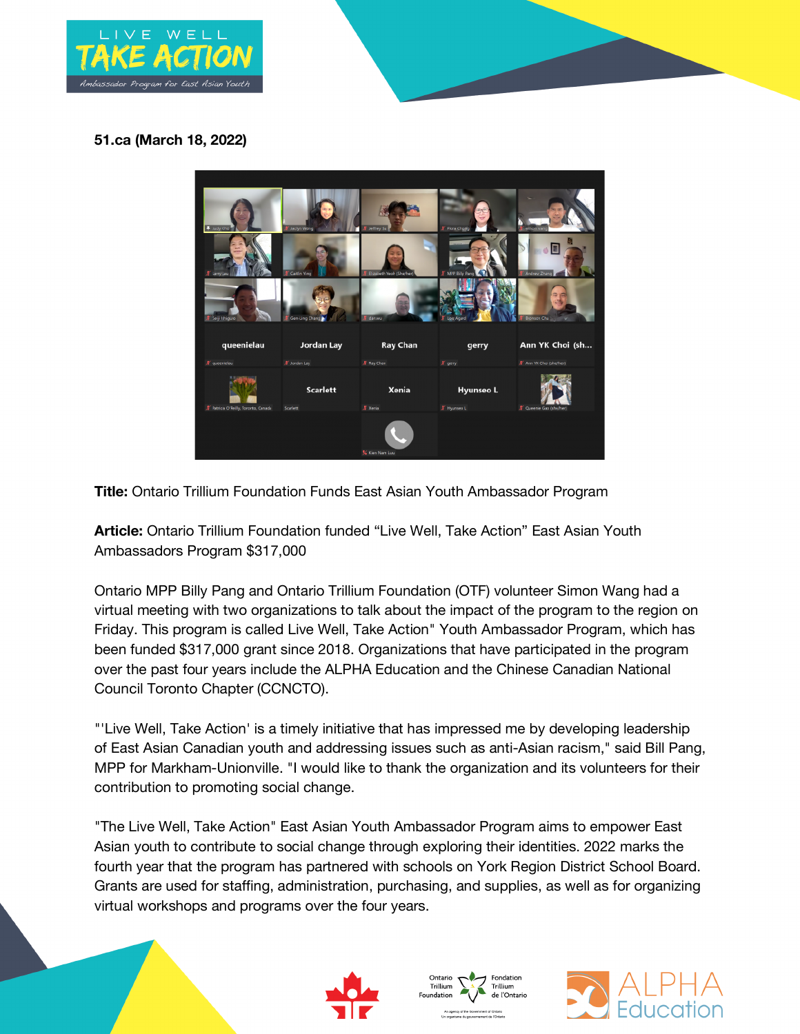**51.ca (March 18, 2022)**

**Title:** Ontario Trillium Foundation Funds East Asian Youth Ambassador Program

**Article:** Ontario Trillium Foundation funded “Live Well, Take Action” East Asian Youth Ambassadors Program $317,000

Ontario MPP Billy Pang and Ontario Trillium Foundation (OTF) volunteer Simon Wang had a virtual meeting with two organizations to talk about the impact of the program to the region on Friday. This program is called Live Well, Take Action" Youth Ambassador Program, which has been funded $317,000 grant since 2018. Organizations that have participated in the program over the past four years include the ALPHA Education and the Chinese Canadian National Council Toronto Chapter (CCNCTO).

"'Live Well, Take Action' is a timely initiative that has impressed me by developing leadership of East Asian Canadian youth and addressing issues such as anti-Asian racism," said Bill Pang, MPP for Markham-Unionville. "I would like to thank the organization and its volunteers for their contribution to promoting social change.

"The Live Well, Take Action" East Asian Youth Ambassador Program aims to empower East Asian youth to contribute to social change through exploring their identities. 2022 marks the fourth year that the program has partnered with schools on York Region District School Board. Grants are used for staffing, administration, purchasing, and supplies, as well as for organizing virtual workshops and programs over the four years.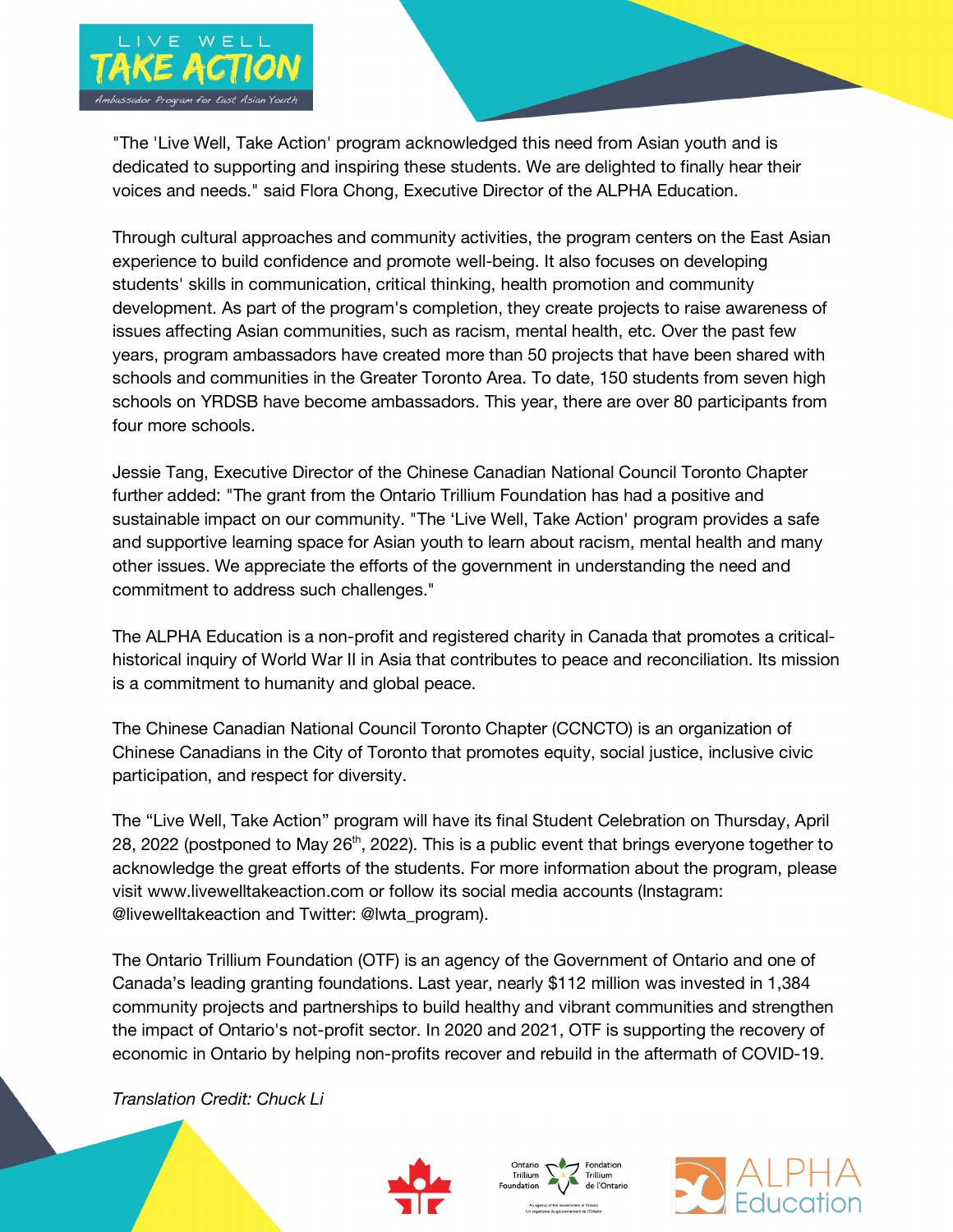"The 'Live Well, Take Action' program acknowledged this need from Asian youth and is dedicated to supporting and inspiring these students. We are delighted to finally hear their voices and needs." said Flora Chong, Executive Director of the ALPHA Education.

Through cultural approaches and community activities, the program centers on the East Asian experience to build confidence and promote well-being. It also focuses on developing students' skills in communication, critical thinking, health promotion and community development. As part of the program's completion, they create projects to raise awareness of issues affecting Asian communities, such as racism, mental health, etc. Over the past few years, program ambassadors have created more than 50 projects that have been shared with schools and communities in the Greater Toronto Area. To date, 150 students from seven high schools on YRDSB have become ambassadors. This year, there are over 80 participants from four more schools.

Jessie Tang, Executive Director of the Chinese Canadian National Council Toronto Chapter further added: "The grant from the Ontario Trillium Foundation has had a positive and sustainable impact on our community. "The 'Live Well, Take Action' program provides a safe and supportive learning space for Asian youth to learn about racism, mental health and many other issues. We appreciate the efforts of the government in understanding the need and commitment to address such challenges."

The ALPHA Education is a non-profit and registered charity in Canada that promotes a critical-historical inquiry of World War II in Asia that contributes to peace and reconciliation. Its mission is a commitment to humanity and global peace.

The Chinese Canadian National Council Toronto Chapter (CCNCTO) is an organization of Chinese Canadians in the City of Toronto that promotes equity, social justice, inclusive civic participation, and respect for diversity.

The "Live Well, Take Action" program will have its final Student Celebration on Thursday, April 28, 2022 (postponed to May 26th, 2022). This is a public event that brings everyone together to acknowledge the great efforts of the students. For more information about the program, please visit www.livewelltakeaction.com or follow its social media accounts (Instagram: @livewelltakeaction and Twitter: @lwta_program).

The Ontario Trillium Foundation (OTF) is an agency of the Government of Ontario and one of Canada's leading granting foundations. Last year, nearly $112 million was invested in 1,384 community projects and partnerships to build healthy and vibrant communities and strengthen the impact of Ontario's not-profit sector. In 2020 and 2021, OTF is supporting the recovery of economic in Ontario by helping non-profits recover and rebuild in the aftermath of COVID-19.

*Translation Credit: Chuck Li*